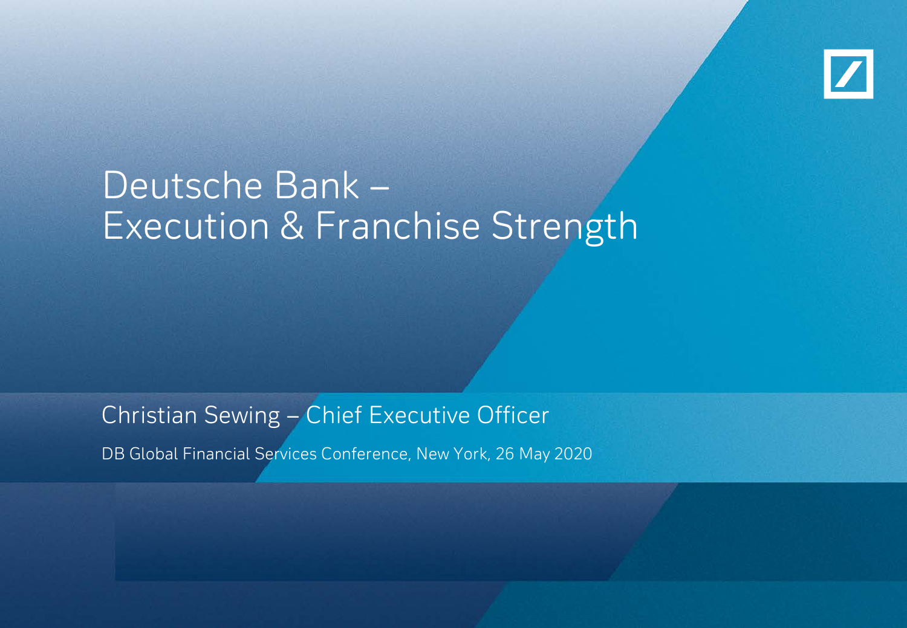# Deutsche Bank – Execution & Franchise Strength

Christian Sewing – Chief Executive Officer

DB Global Financial Services Conference, New York, 26 May 2020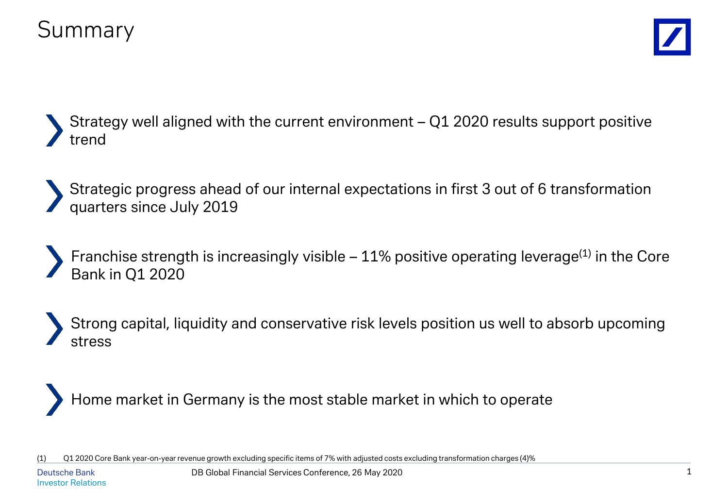# Summary

- Strategy well aligned with the current environment – Q1 2020 results support positive trend
- Strategic progress ahead of our internal expectations in first 3 out of 6 transformation quarters since July 2019
- Franchise strength is increasingly visible – 11% positive operating leverage(1) in the Core Bank in Q1 2020
- Strong capital, liquidity and conservative risk levels position us well to absorb upcoming stress
- Home market in Germany is the most stable market in which to operate

(1) Q1 2020 Core Bank year-on-year revenue growth excluding specific items of 7% with adjusted costs excluding transformation charges (4)%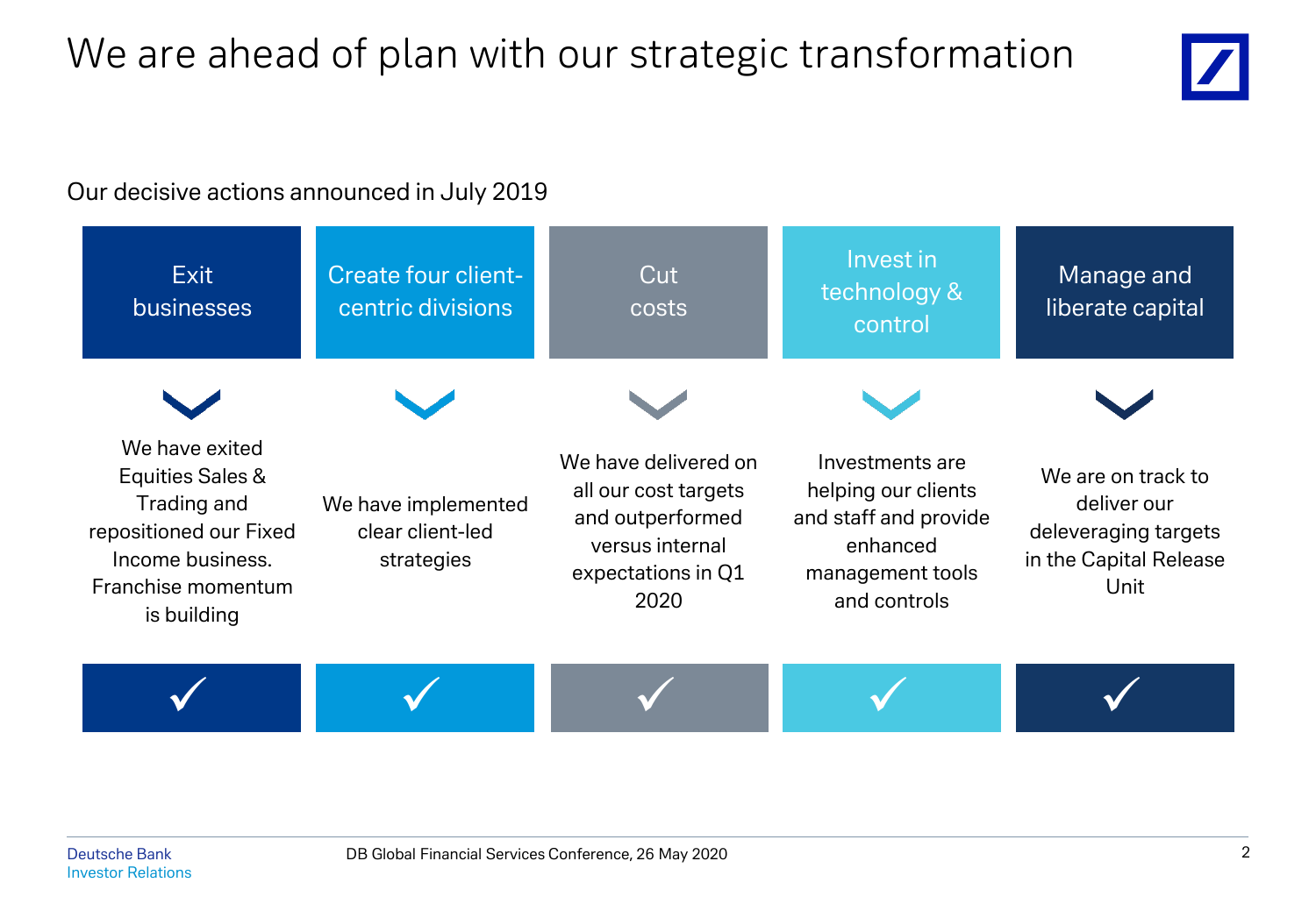# We are ahead of plan with our strategic transformation

Our decisive actions announced in July 2019

| Exit businesses | Create four client-centric divisions | Cut costs | Invest in technology & control | Manage and liberate capital |
| --- | --- | --- | --- | --- |
| We have exited Equities Sales & Trading and repositioned our Fixed Income business. Franchise momentum is building | We have implemented clear client-led strategies | We have delivered on all our cost targets and outperformed versus internal expectations in Q1 2020 | Investments are helping our clients and staff and provide enhanced management tools and controls | We are on track to deliver our deleveraging targets in the Capital Release Unit |
| ✓ | ✓ | ✓ | ✓ | ✓ |

Deutsche Bank
Investor Relations

DB Global Financial Services Conference, 26 May 2020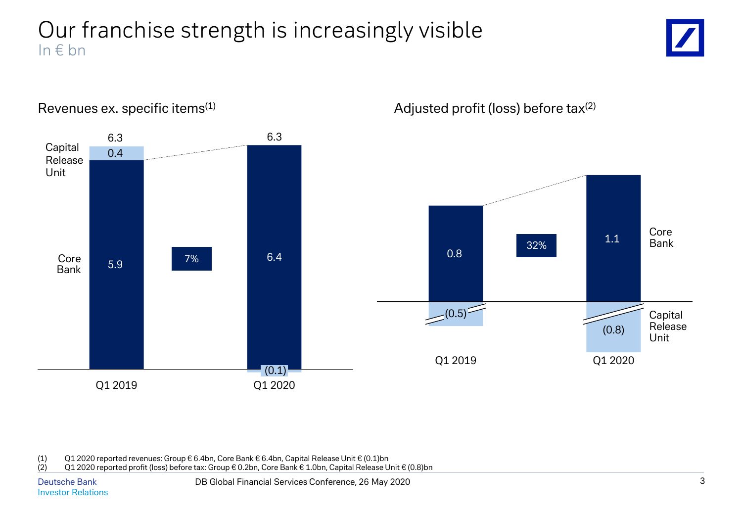# Our franchise strength is increasingly visible

In € bn

## Revenues ex. specific items[(1)]

| | Q1 2019 | Q1 2020 |
|---|---|---|
| Capital Release Unit | 0.4 | (0.1) |
| Core Bank | 5.9 | 6.4 |
| Total | 6.3 | 6.3 |

Core Bank change: 7%

## Adjusted profit (loss) before tax[(2)]

| | Q1 2019 | Q1 2020 |
|---|---|---|
| Core Bank | 0.8 | 1.1 |
| Capital Release Unit | (0.5) | (0.8) |

Core Bank change: 32%

(1) Q1 2020 reported revenues: Group € 6.4bn, Core Bank € 6.4bn, Capital Release Unit € (0.1)bn
(2) Q1 2020 reported profit (loss) before tax: Group € 0.2bn, Core Bank € 1.0bn, Capital Release Unit € (0.8)bn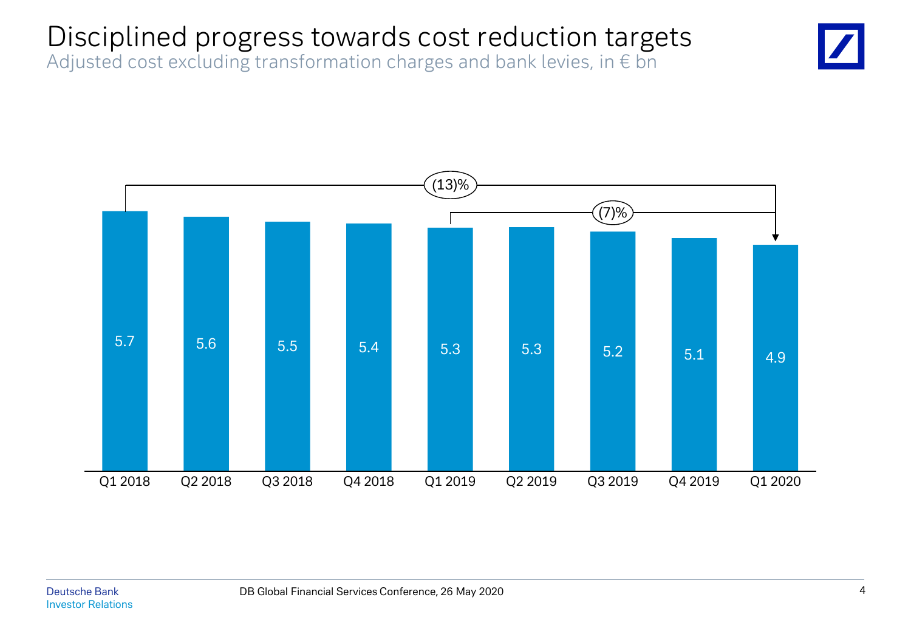# Disciplined progress towards cost reduction targets

Adjusted cost excluding transformation charges and bank levies, in € bn

| Q1 2018 | Q2 2018 | Q3 2018 | Q4 2018 | Q1 2019 | Q2 2019 | Q3 2019 | Q4 2019 | Q1 2020 |
|---|---|---|---|---|---|---|---|---|
| 5.7 | 5.6 | 5.5 | 5.4 | 5.3 | 5.3 | 5.2 | 5.1 | 4.9 |

Q1 2018 → Q1 2020: (13)%

Q1 2019 → Q1 2020: (7)%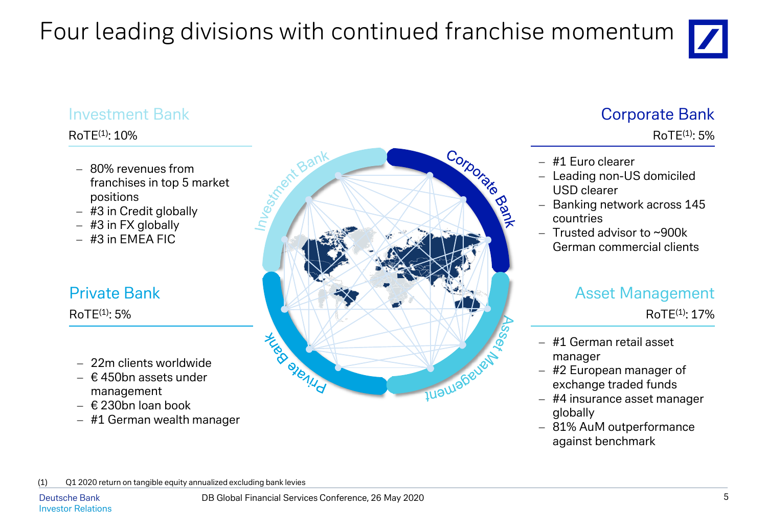# Four leading divisions with continued franchise momentum

## Investment Bank

RoTE[(1)]: 10%

- 80% revenues from franchises in top 5 market positions
- #3 in Credit globally
- #3 in FX globally
- #3 in EMEA FIC

## Corporate Bank

RoTE[(1)]: 5%

- #1 Euro clearer
- Leading non-US domiciled USD clearer
- Banking network across 145 countries
- Trusted advisor to ~900k German commercial clients

## Private Bank

RoTE[(1)]: 5%

- 22m clients worldwide
- € 450bn assets under management
- € 230bn loan book
- #1 German wealth manager

## Asset Management

RoTE[(1)]: 17%

- #1 German retail asset manager
- #2 European manager of exchange traded funds
- #4 insurance asset manager globally
- 81% AuM outperformance against benchmark

(1) Q1 2020 return on tangible equity annualized excluding bank levies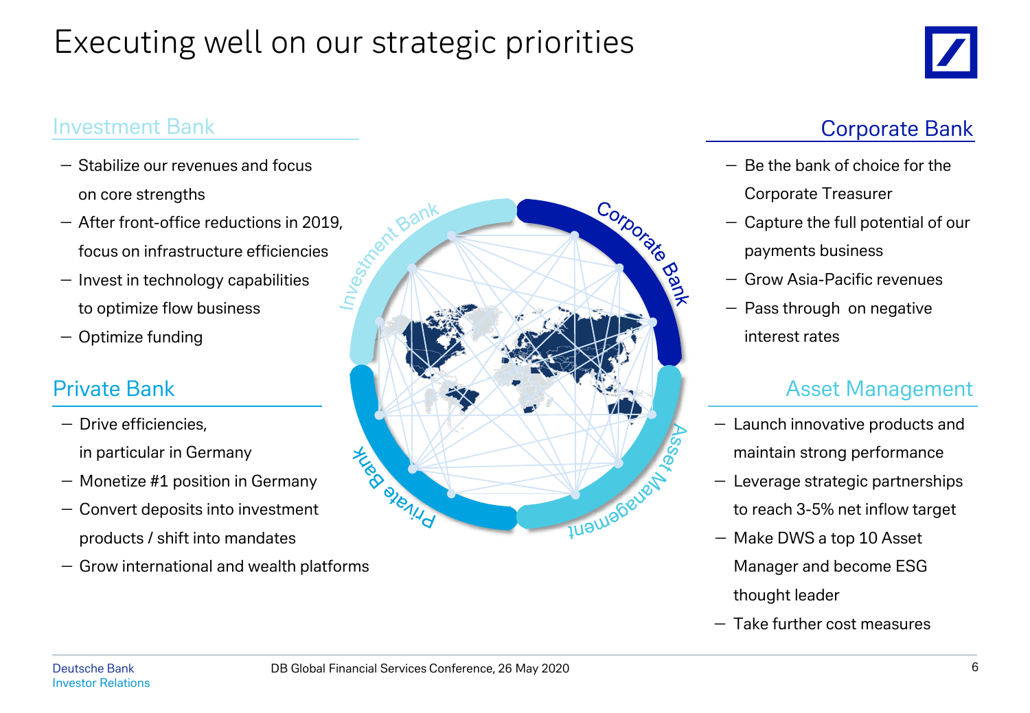# Executing well on our strategic priorities

## Investment Bank

- Stabilize our revenues and focus on core strengths
- After front-office reductions in 2019, focus on infrastructure efficiencies
- Invest in technology capabilities to optimize flow business
- Optimize funding

## Private Bank

- Drive efficiencies, in particular in Germany
- Monetize #1 position in Germany
- Convert deposits into investment products / shift into mandates
- Grow international and wealth platforms

## Corporate Bank

- Be the bank of choice for the Corporate Treasurer
- Capture the full potential of our payments business
- Grow Asia-Pacific revenues
- Pass through on negative interest rates

## Asset Management

- Launch innovative products and maintain strong performance
- Leverage strategic partnerships to reach 3-5% net inflow target
- Make DWS a top 10 Asset Manager and become ESG thought leader
- Take further cost measures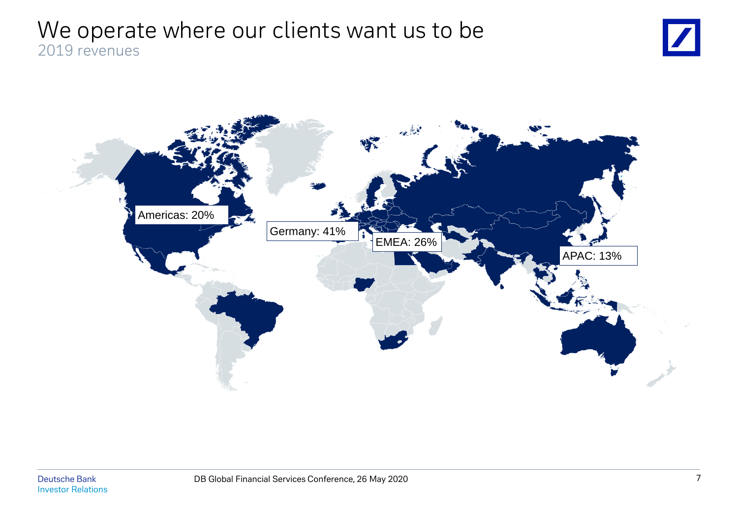# We operate where our clients want us to be

2019 revenues

Americas: 20%

Germany: 41%

EMEA: 26%

APAC: 13%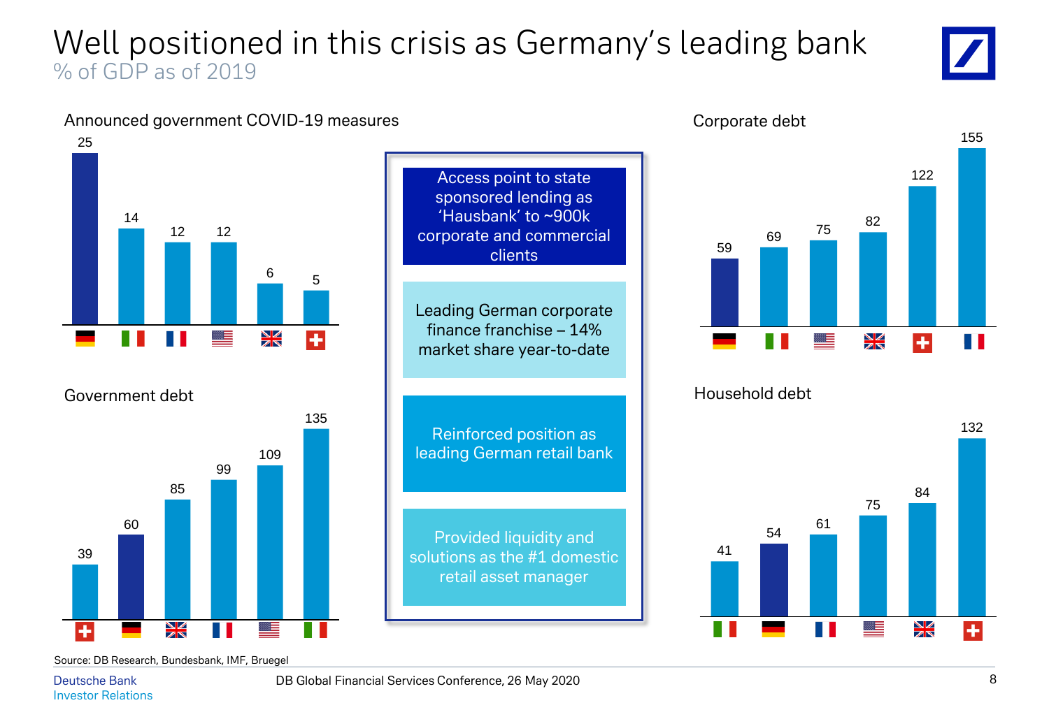# Well positioned in this crisis as Germany's leading bank

% of GDP as of 2019

### Announced government COVID-19 measures

| Germany | Italy | France | USA | UK | Switzerland |
|---|---|---|---|---|---|
| 25 | 14 | 12 | 12 | 6 | 5 |

### Government debt

| Switzerland | Germany | UK | France | USA | Italy |
|---|---|---|---|---|---|
| 39 | 60 | 85 | 99 | 109 | 135 |

- Access point to state sponsored lending as 'Hausbank' to ~900k corporate and commercial clients
- Leading German corporate finance franchise – 14% market share year-to-date
- Reinforced position as leading German retail bank
- Provided liquidity and solutions as the #1 domestic retail asset manager

### Corporate debt

| Germany | Italy | USA | UK | Switzerland | France |
|---|---|---|---|---|---|
| 59 | 69 | 75 | 82 | 122 | 155 |

### Household debt

| Italy | Germany | France | USA | UK | Switzerland |
|---|---|---|---|---|---|
| 41 | 54 | 61 | 75 | 84 | 132 |

Source: DB Research, Bundesbank, IMF, Bruegel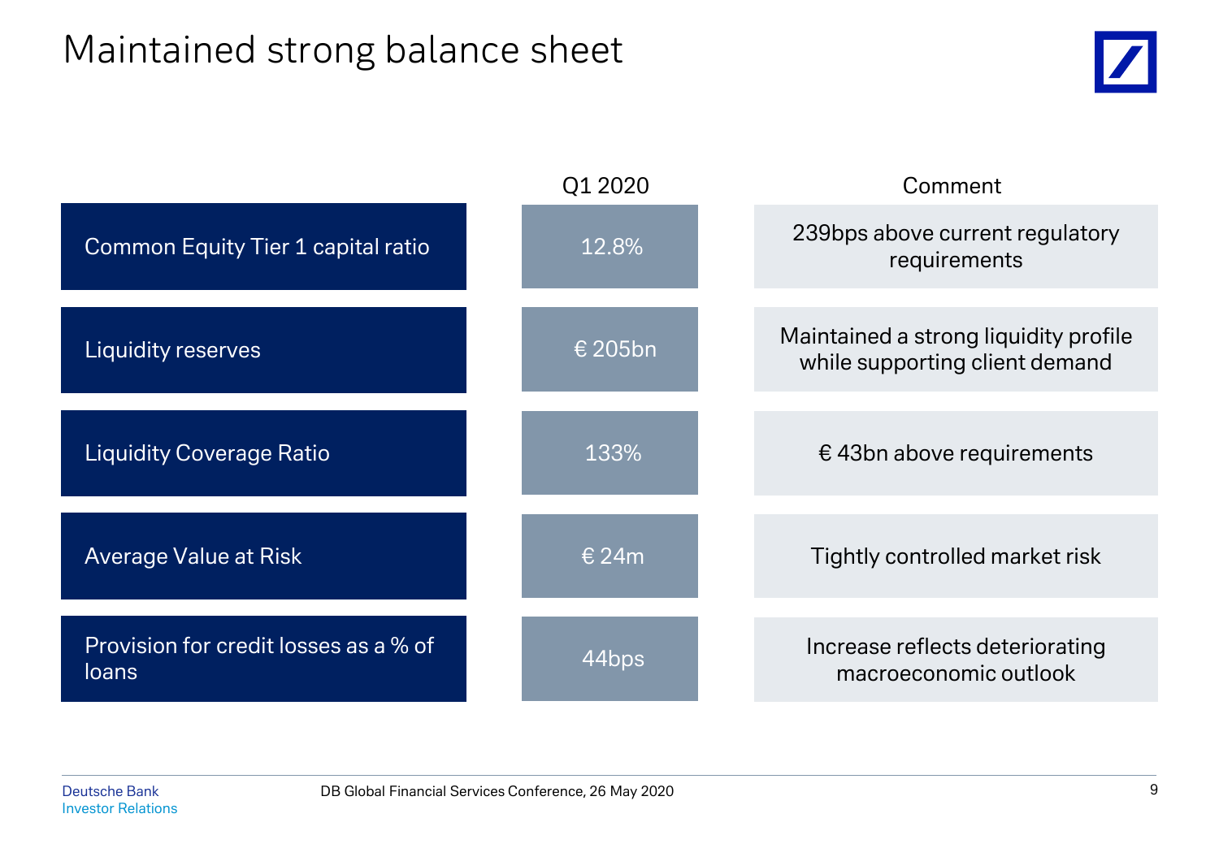# Maintained strong balance sheet

| | Q1 2020 | Comment |
|---|---|---|
| Common Equity Tier 1 capital ratio | 12.8% | 239bps above current regulatory requirements |
| Liquidity reserves | € 205bn | Maintained a strong liquidity profile while supporting client demand |
| Liquidity Coverage Ratio | 133% | € 43bn above requirements |
| Average Value at Risk | € 24m | Tightly controlled market risk |
| Provision for credit losses as a % of loans | 44bps | Increase reflects deteriorating macroeconomic outlook |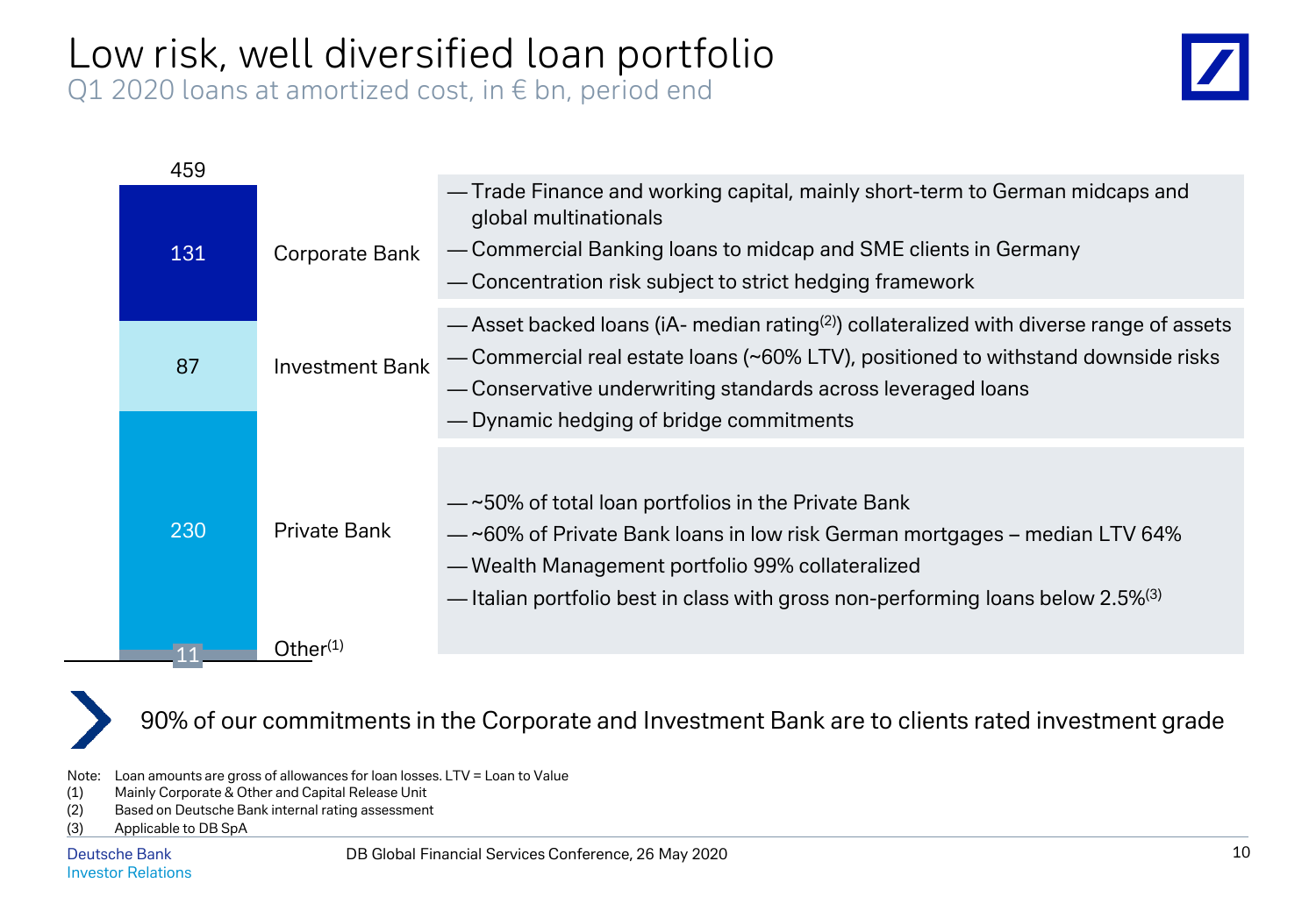# Low risk, well diversified loan portfolio

Q1 2020 loans at amortized cost, in € bn, period end

| Segment | € bn | Comments |
|---|---|---|
| Corporate Bank | 131 | — Trade Finance and working capital, mainly short-term to German midcaps and global multinationals<br>— Commercial Banking loans to midcap and SME clients in Germany<br>— Concentration risk subject to strict hedging framework |
| Investment Bank | 87 | — Asset backed loans (iA- median rating[2]) collateralized with diverse range of assets<br>— Commercial real estate loans (~60% LTV), positioned to withstand downside risks<br>— Conservative underwriting standards across leveraged loans<br>— Dynamic hedging of bridge commitments |
| Private Bank | 230 | — ~50% of total loan portfolios in the Private Bank<br>— ~60% of Private Bank loans in low risk German mortgages – median LTV 64%<br>— Wealth Management portfolio 99% collateralized<br>— Italian portfolio best in class with gross non-performing loans below 2.5%[3] |
| Other[1] | 11 | |
| Total | 459 | |

90% of our commitments in the Corporate and Investment Bank are to clients rated investment grade

Note: Loan amounts are gross of allowances for loan losses. LTV = Loan to Value
(1) Mainly Corporate & Other and Capital Release Unit
(2) Based on Deutsche Bank internal rating assessment
(3) Applicable to DB SpA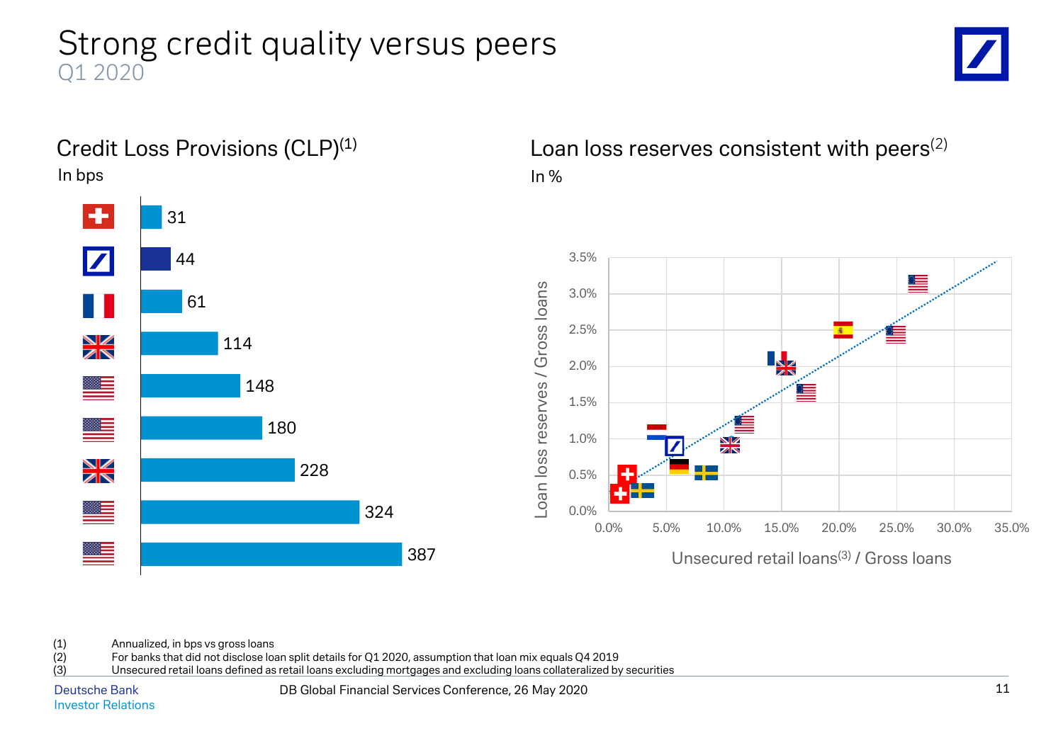# Strong credit quality versus peers

Q1 2020

## Credit Loss Provisions (CLP)[1]

In bps

| Bank | CLP |
|---|---|
| Switzerland | 31 |
| Deutsche Bank | 44 |
| France | 61 |
| UK | 114 |
| US | 148 |
| US | 180 |
| UK | 228 |
| US | 324 |
| US | 387 |

## Loan loss reserves consistent with peers[2]

In %

Loan loss reserves / Gross loans

Unsecured retail loans[3] / Gross loans

(1) Annualized, in bps vs gross loans

(2) For banks that did not disclose loan split details for Q1 2020, assumption that loan mix equals Q4 2019

(3) Unsecured retail loans defined as retail loans excluding mortgages and excluding loans collateralized by securities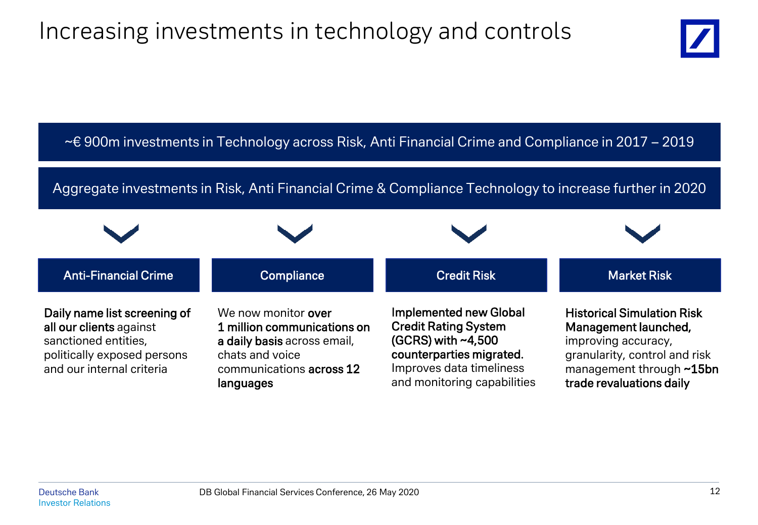# Increasing investments in technology and controls

~€ 900m investments in Technology across Risk, Anti Financial Crime and Compliance in 2017 – 2019

Aggregate investments in Risk, Anti Financial Crime & Compliance Technology to increase further in 2020

## Anti-Financial Crime

**Daily name list screening of all our clients** against sanctioned entities, politically exposed persons and our internal criteria

## Compliance

We now monitor **over 1 million communications on a daily basis** across email, chats and voice communications **across 12 languages**

## Credit Risk

**Implemented new Global Credit Rating System (GCRS) with ~4,500 counterparties migrated.** Improves data timeliness and monitoring capabilities

## Market Risk

**Historical Simulation Risk Management launched,** improving accuracy, granularity, control and risk management through **~15bn trade revaluations daily**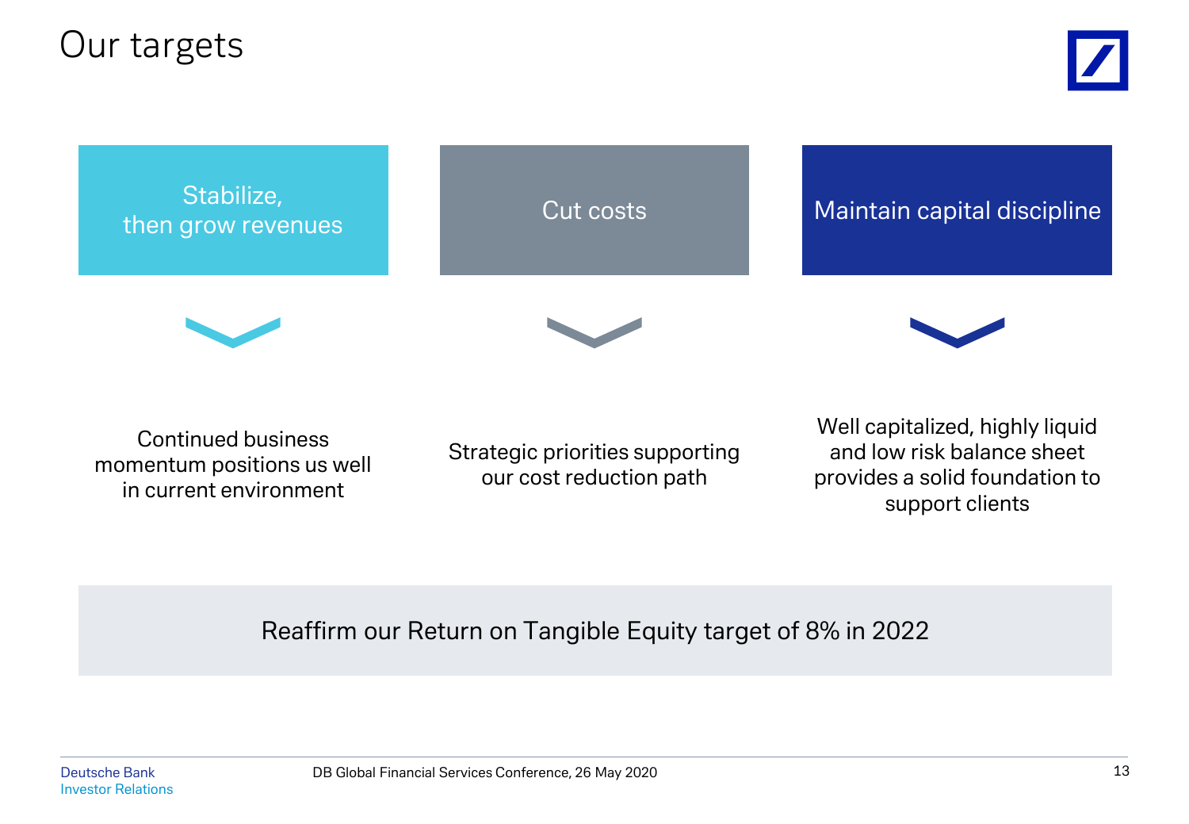# Our targets

| Stabilize, then grow revenues | Cut costs | Maintain capital discipline |
|---|---|---|
| Continued business momentum positions us well in current environment | Strategic priorities supporting our cost reduction path | Well capitalized, highly liquid and low risk balance sheet provides a solid foundation to support clients |

Reaffirm our Return on Tangible Equity target of 8% in 2022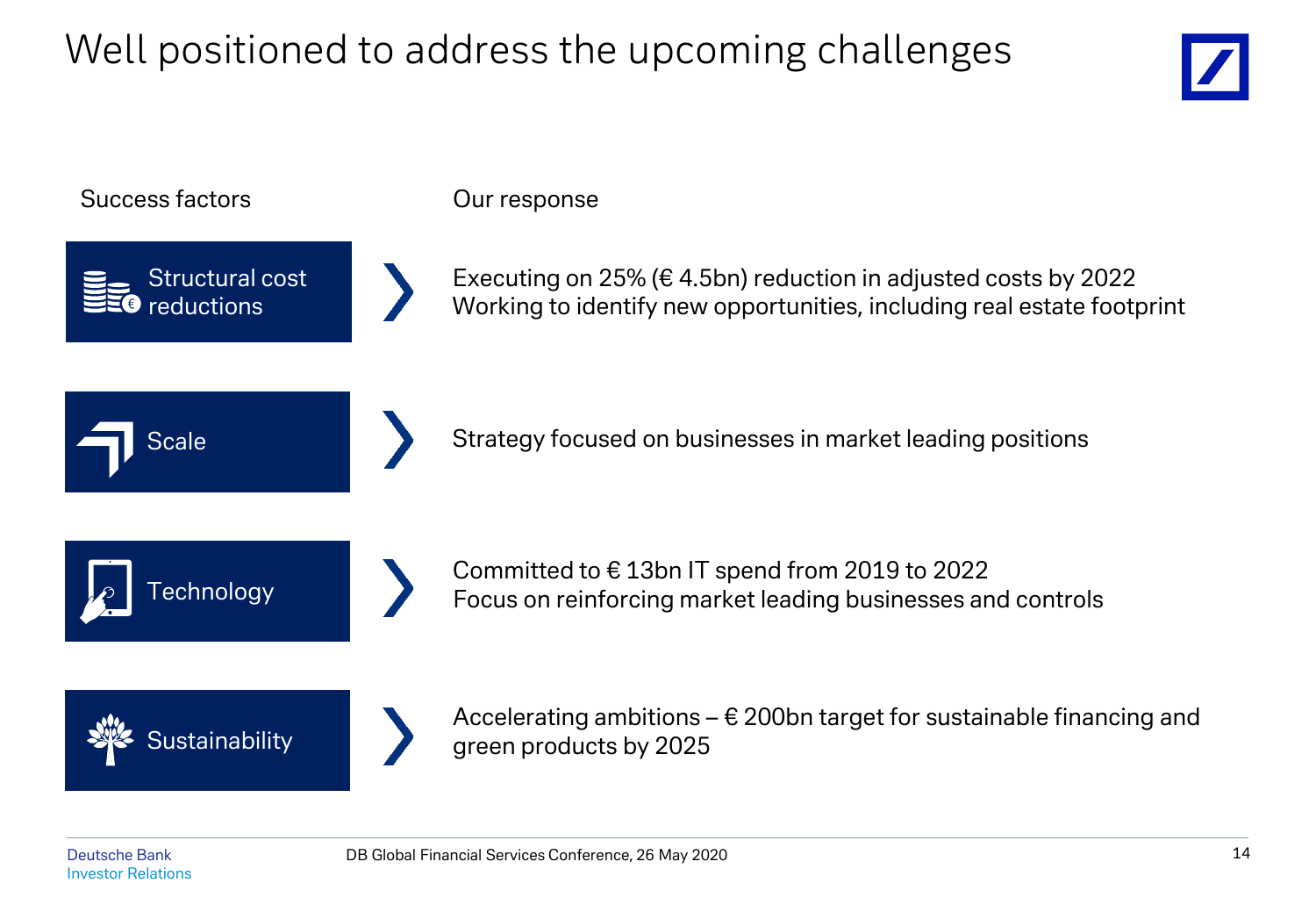# Well positioned to address the upcoming challenges

| Success factors | Our response |
| --- | --- |
| Structural cost reductions | Executing on 25% (€ 4.5bn) reduction in adjusted costs by 2022<br>Working to identify new opportunities, including real estate footprint |
| Scale | Strategy focused on businesses in market leading positions |
| Technology | Committed to € 13bn IT spend from 2019 to 2022<br>Focus on reinforcing market leading businesses and controls |
| Sustainability | Accelerating ambitions – € 200bn target for sustainable financing and green products by 2025 |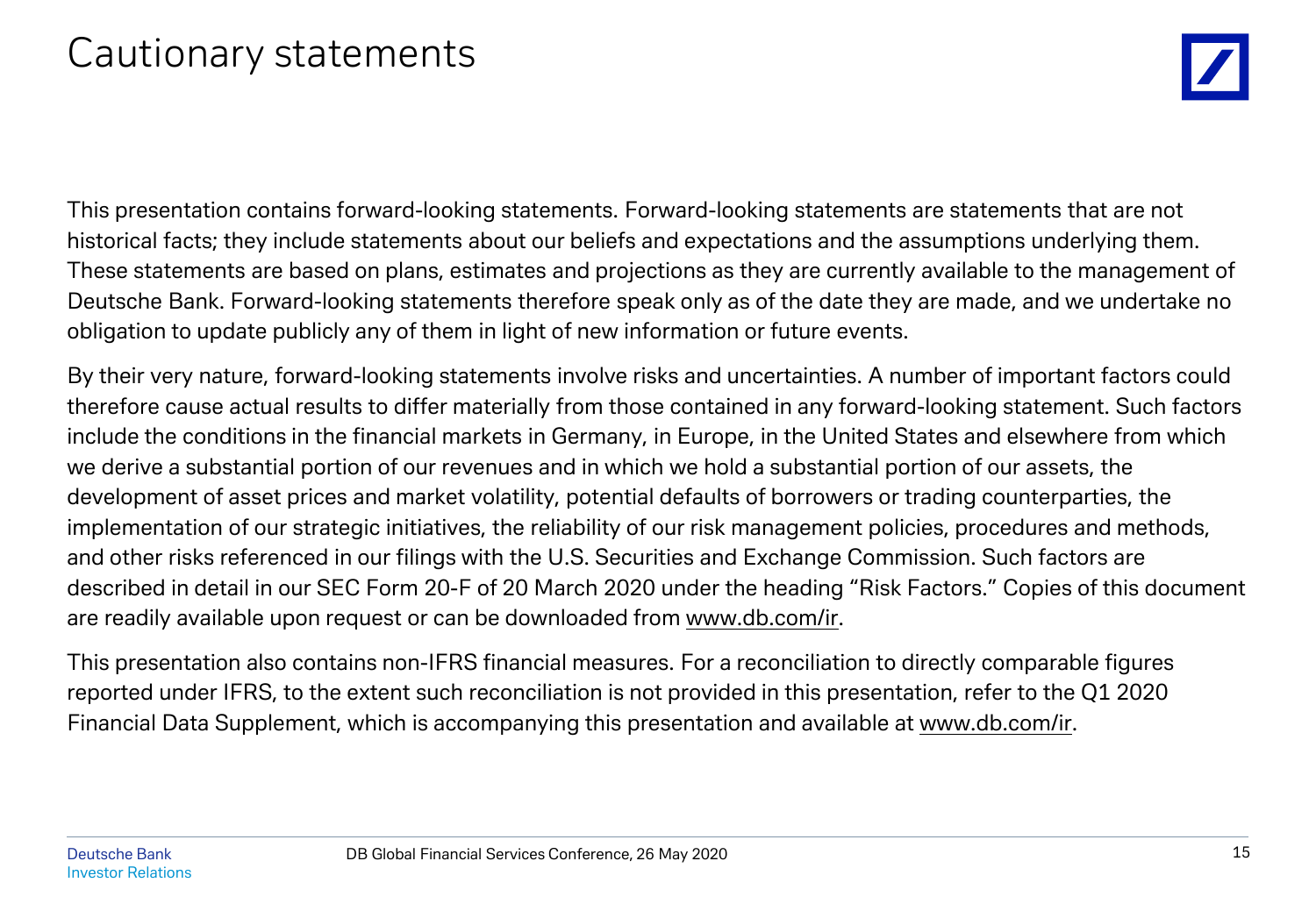# Cautionary statements

This presentation contains forward-looking statements. Forward-looking statements are statements that are not historical facts; they include statements about our beliefs and expectations and the assumptions underlying them. These statements are based on plans, estimates and projections as they are currently available to the management of Deutsche Bank. Forward-looking statements therefore speak only as of the date they are made, and we undertake no obligation to update publicly any of them in light of new information or future events.

By their very nature, forward-looking statements involve risks and uncertainties. A number of important factors could therefore cause actual results to differ materially from those contained in any forward-looking statement. Such factors include the conditions in the financial markets in Germany, in Europe, in the United States and elsewhere from which we derive a substantial portion of our revenues and in which we hold a substantial portion of our assets, the development of asset prices and market volatility, potential defaults of borrowers or trading counterparties, the implementation of our strategic initiatives, the reliability of our risk management policies, procedures and methods, and other risks referenced in our filings with the U.S. Securities and Exchange Commission. Such factors are described in detail in our SEC Form 20-F of 20 March 2020 under the heading "Risk Factors." Copies of this document are readily available upon request or can be downloaded from www.db.com/ir.

This presentation also contains non-IFRS financial measures. For a reconciliation to directly comparable figures reported under IFRS, to the extent such reconciliation is not provided in this presentation, refer to the Q1 2020 Financial Data Supplement, which is accompanying this presentation and available at www.db.com/ir.